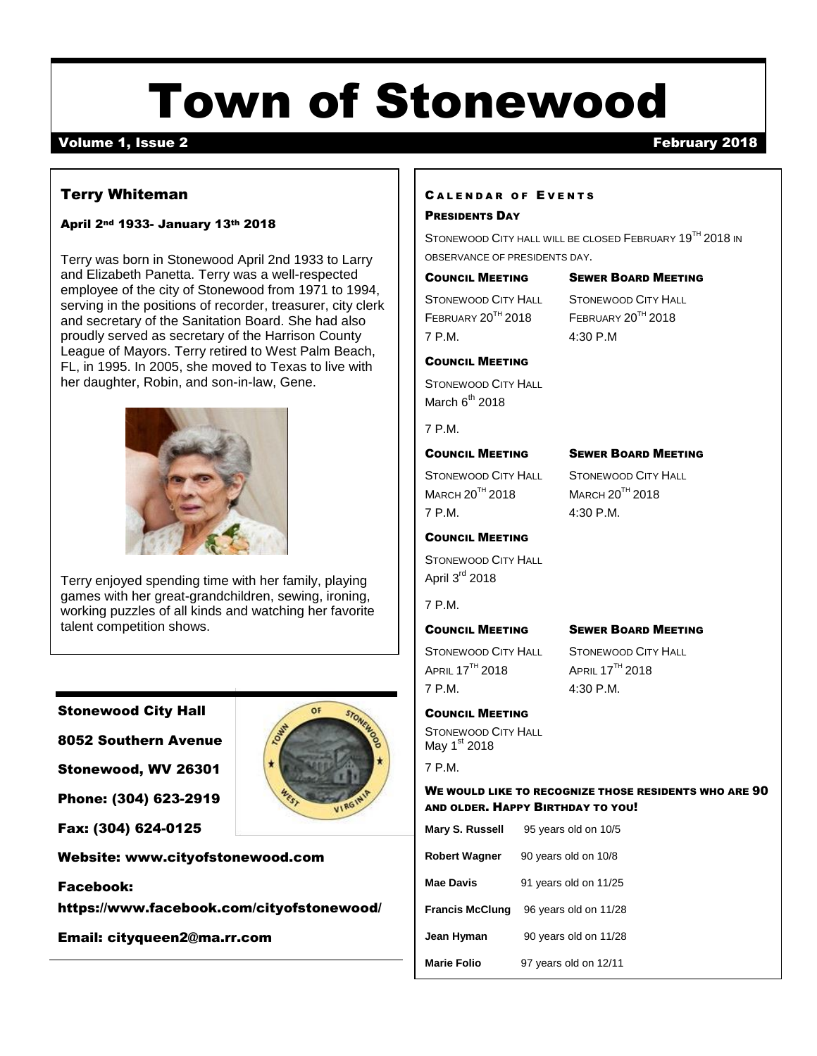# Town of Stonewood

**Volume 1, Issue 2** **February 2018**

## Terry Whiteman

### April 2nd 1933- January 13th 2018

Terry was born in Stonewood April 2nd 1933 to Larry and Elizabeth Panetta. Terry was a well-respected employee of the city of Stonewood from 1971 to 1994, serving in the positions of recorder, treasurer, city clerk and secretary of the Sanitation Board. She had also proudly served as secretary of the Harrison County League of Mayors. Terry retired to West Palm Beach, FL, in 1995. In 2005, she moved to Texas to live with her daughter, Robin, and son-in-law, Gene.

Terry enjoyed spending time with her family, playing games with her great-grandchildren, sewing, ironing, working puzzles of all kinds and watching her favorite talent competition shows.

**Stonewood City Hall**

**8052 Southern Avenue**

**Stonewood, WV 26301**

**Phone: (304) 623-2919**

**Fax: (304) 624-0125**

**Website: www.cityofstonewood.com**

**Facebook:**

**https://www.facebook.com/cityofstonewood/**

**Email: cityqueen2@ma.rr.com**

## Calendar of Events

### Presidents Day

Stonewood City hall will be closed February 19th 2018 in observance of presidents day.

**Council Meeting**
Stonewood City Hall
February 20th 2018
7 P.M.

**Sewer Board Meeting**
Stonewood City Hall
February 20th 2018
4:30 P.M

**Council Meeting**
Stonewood City Hall
March 6th 2018
7 P.M.

**Council Meeting**
Stonewood City Hall
March 20th 2018
7 P.M.

**Sewer Board Meeting**
Stonewood City Hall
March 20th 2018
4:30 P.M.

**Council Meeting**
Stonewood City Hall
April 3rd 2018
7 P.M.

**Council Meeting**
Stonewood City Hall
April 17th 2018
7 P.M.

**Sewer Board Meeting**
Stonewood City Hall
April 17th 2018
4:30 P.M.

**Council Meeting**
Stonewood City Hall
May 1st 2018
7 P.M.

### We would like to recognize those residents who are 90 and older. Happy Birthday to you!

| | |
|---|---|
| **Mary S. Russell** | 95 years old on 10/5 |
| **Robert Wagner** | 90 years old on 10/8 |
| **Mae Davis** | 91 years old on 11/25 |
| **Francis McClung** | 96 years old on 11/28 |
| **Jean Hyman** | 90 years old on 11/28 |
| **Marie Folio** | 97 years old on 12/11 |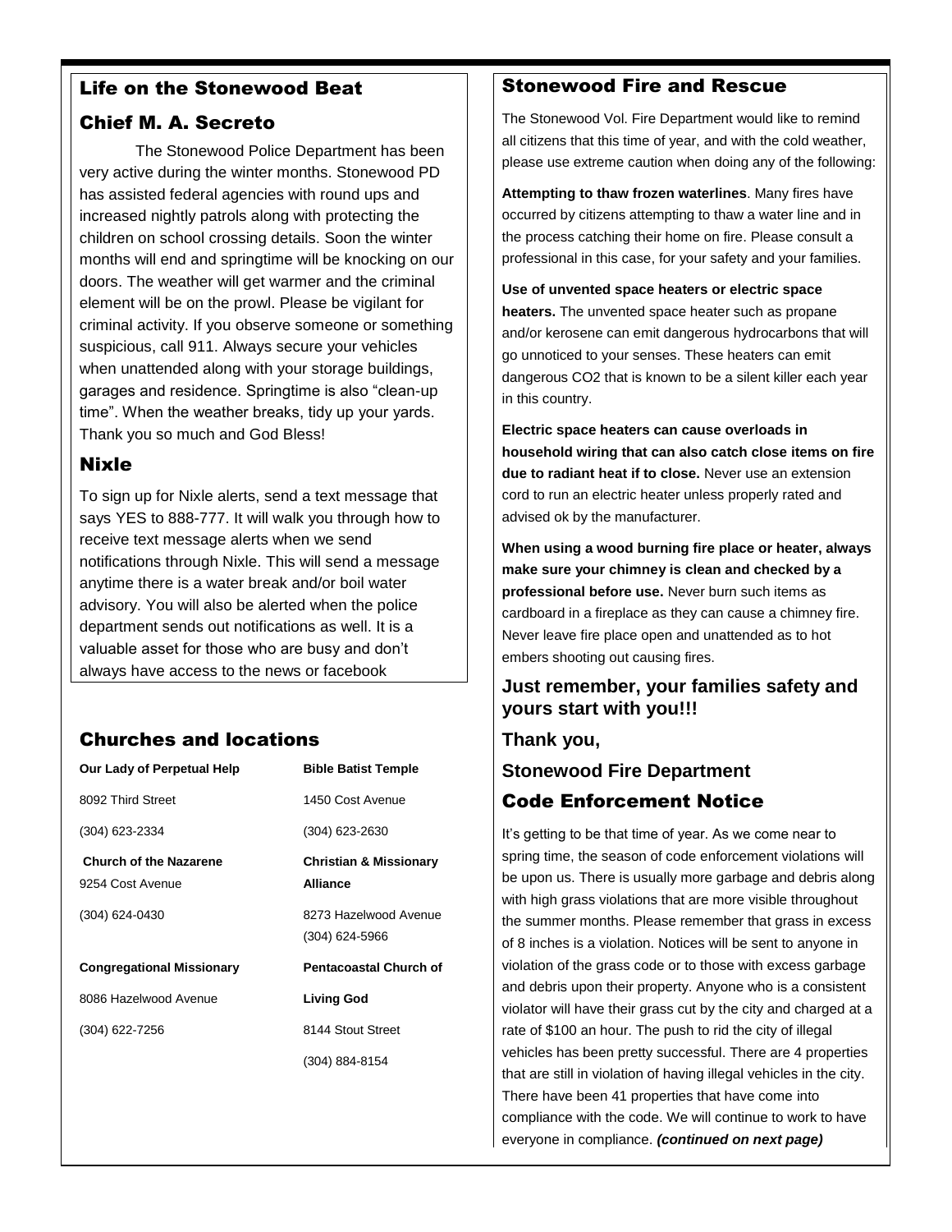## Life on the Stonewood Beat

## Chief M. A. Secreto

The Stonewood Police Department has been very active during the winter months. Stonewood PD has assisted federal agencies with round ups and increased nightly patrols along with protecting the children on school crossing details. Soon the winter months will end and springtime will be knocking on our doors. The weather will get warmer and the criminal element will be on the prowl. Please be vigilant for criminal activity. If you observe someone or something suspicious, call 911. Always secure your vehicles when unattended along with your storage buildings, garages and residence. Springtime is also "clean-up time". When the weather breaks, tidy up your yards. Thank you so much and God Bless!

## Nixle

To sign up for Nixle alerts, send a text message that says YES to 888-777. It will walk you through how to receive text message alerts when we send notifications through Nixle. This will send a message anytime there is a water break and/or boil water advisory. You will also be alerted when the police department sends out notifications as well. It is a valuable asset for those who are busy and don't always have access to the news or facebook

## Churches and locations

**Our Lady of Perpetual Help**
8092 Third Street
(304) 623-2334

**Church of the Nazarene**
9254 Cost Avenue
(304) 624-0430

**Congregational Missionary**
8086 Hazelwood Avenue
(304) 622-7256

**Bible Batist Temple**
1450 Cost Avenue
(304) 623-2630

**Christian & Missionary Alliance**
8273 Hazelwood Avenue
(304) 624-5966

**Pentacoastal Church of Living God**
8144 Stout Street
(304) 884-8154

## Stonewood Fire and Rescue

The Stonewood Vol. Fire Department would like to remind all citizens that this time of year, and with the cold weather, please use extreme caution when doing any of the following:

**Attempting to thaw frozen waterlines**. Many fires have occurred by citizens attempting to thaw a water line and in the process catching their home on fire. Please consult a professional in this case, for your safety and your families.

**Use of unvented space heaters or electric space heaters.** The unvented space heater such as propane and/or kerosene can emit dangerous hydrocarbons that will go unnoticed to your senses. These heaters can emit dangerous CO2 that is known to be a silent killer each year in this country.

**Electric space heaters can cause overloads in household wiring that can also catch close items on fire due to radiant heat if to close.** Never use an extension cord to run an electric heater unless properly rated and advised ok by the manufacturer.

**When using a wood burning fire place or heater, always make sure your chimney is clean and checked by a professional before use.** Never burn such items as cardboard in a fireplace as they can cause a chimney fire. Never leave fire place open and unattended as to hot embers shooting out causing fires.

**Just remember, your families safety and yours start with you!!!**

**Thank you,**

**Stonewood Fire Department**

## Code Enforcement Notice

It's getting to be that time of year. As we come near to spring time, the season of code enforcement violations will be upon us. There is usually more garbage and debris along with high grass violations that are more visible throughout the summer months. Please remember that grass in excess of 8 inches is a violation. Notices will be sent to anyone in violation of the grass code or to those with excess garbage and debris upon their property. Anyone who is a consistent violator will have their grass cut by the city and charged at a rate of $100 an hour. The push to rid the city of illegal vehicles has been pretty successful. There are 4 properties that are still in violation of having illegal vehicles in the city. There have been 41 properties that have come into compliance with the code. We will continue to work to have everyone in compliance. ***(continued on next page)***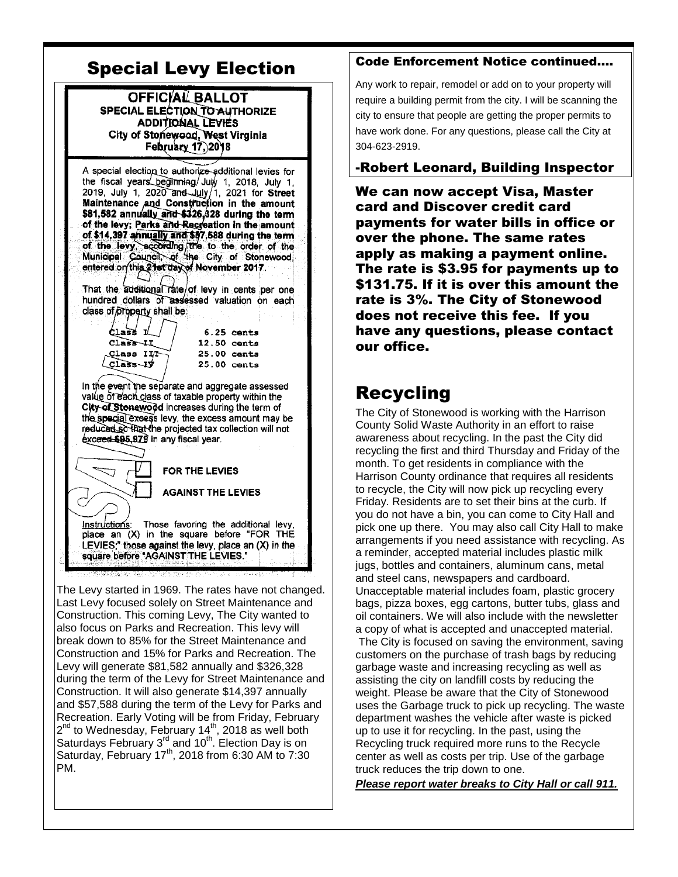## Special Levy Election

**OFFICIAL BALLOT**
**SPECIAL ELECTION TO AUTHORIZE ADDITIONAL LEVIES**
**City of Stonewood, West Virginia**
**February 17, 2018**

A special election to authorize additional levies for the fiscal years beginning July 1, 2018, July 1, 2019, July 1, 2020 and July 1, 2021 for **Street Maintenance and Construction in the amount $81,582 annually and $326,328 during the term of the levy; Parks and Recreation in the amount of $14,397 annually and $57,588 during the term of the levy,** according to the order of the Municipal Council, of the City of Stonewood, entered on **this 21st day of November 2017.**

That the additional rate of levy in cents per one hundred dollars of assessed valuation on each class of property shall be:

| | |
|---|---|
| Class I | 6.25 cents |
| Class II | 12.50 cents |
| Class III | 25.00 cents |
| Class IV | 25.00 cents |

In the event the separate and aggregate assessed value of each class of taxable property within the **City of Stonewood** increases during the term of the special excess levy, the excess amount may be reduced so that the projected tax collection will not exceed $95,979 in any fiscal year.

☐ **FOR THE LEVIES**

☐ **AGAINST THE LEVIES**

Instructions: Those favoring the additional levy, place an (X) in the square before "FOR THE LEVIES;" those against the levy, place an (X) in the square before "AGAINST THE LEVIES."

SAMPLE

The Levy started in 1969. The rates have not changed. Last Levy focused solely on Street Maintenance and Construction. This coming Levy, The City wanted to also focus on Parks and Recreation. This levy will break down to 85% for the Street Maintenance and Construction and 15% for Parks and Recreation. The Levy will generate $81,582 annually and $326,328 during the term of the Levy for Street Maintenance and Construction. It will also generate $14,397 annually and $57,588 during the term of the Levy for Parks and Recreation. Early Voting will be from Friday, February 2nd to Wednesday, February 14th, 2018 as well both Saturdays February 3rd and 10th. Election Day is on Saturday, February 17th, 2018 from 6:30 AM to 7:30 PM.

## Code Enforcement Notice continued....

Any work to repair, remodel or add on to your property will require a building permit from the city. I will be scanning the city to ensure that people are getting the proper permits to have work done. For any questions, please call the City at 304-623-2919.

**-Robert Leonard, Building Inspector**

**We can now accept Visa, Master card and Discover credit card payments for water bills in office or over the phone. The same rates apply as making a payment online. The rate is $3.95 for payments up to $131.75. If it is over this amount the rate is 3%. The City of Stonewood does not receive this fee. If you have any questions, please contact our office.**

## Recycling

The City of Stonewood is working with the Harrison County Solid Waste Authority in an effort to raise awareness about recycling. In the past the City did recycling the first and third Thursday and Friday of the month. To get residents in compliance with the Harrison County ordinance that requires all residents to recycle, the City will now pick up recycling every Friday. Residents are to set their bins at the curb. If you do not have a bin, you can come to City Hall and pick one up there. You may also call City Hall to make arrangements if you need assistance with recycling. As a reminder, accepted material includes plastic milk jugs, bottles and containers, aluminum cans, metal and steel cans, newspapers and cardboard. Unacceptable material includes foam, plastic grocery bags, pizza boxes, egg cartons, butter tubs, glass and oil containers. We will also include with the newsletter a copy of what is accepted and unaccepted material.

The City is focused on saving the environment, saving customers on the purchase of trash bags by reducing garbage waste and increasing recycling as well as assisting the city on landfill costs by reducing the weight. Please be aware that the City of Stonewood uses the Garbage truck to pick up recycling. The waste department washes the vehicle after waste is picked up to use it for recycling. In the past, using the Recycling truck required more runs to the Recycle center as well as costs per trip. Use of the garbage truck reduces the trip down to one.

***Please report water breaks to City Hall or call 911.***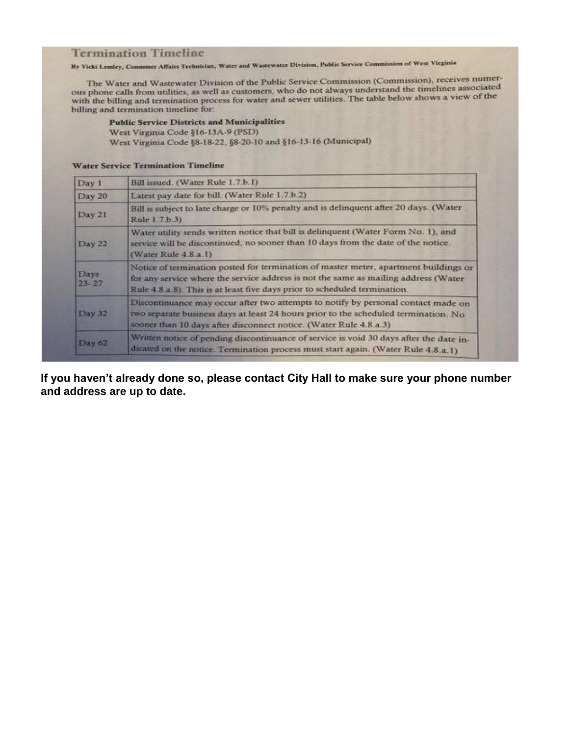## Termination Timeline

**By Vicki Lemley, Consumer Affairs Technician, Water and Wastewater Division, Public Service Commission of West Virginia**

The Water and Wastewater Division of the Public Service Commission (Commission), receives numerous phone calls from utilities, as well as customers, who do not always understand the timelines associated with the billing and termination process for water and sewer utilities. The table below shows a view of the billing and termination timeline for:

**Public Service Districts and Municipalities**
West Virginia Code §16-13A-9 (PSD)
West Virginia Code §8-18-22, §8-20-10 and §16-13-16 (Municipal)

**Water Service Termination Timeline**

| | |
|---|---|
| Day 1 | Bill issued. (Water Rule 1.7.b.1) |
| Day 20 | Latest pay date for bill. (Water Rule 1.7.b.2) |
| Day 21 | Bill is subject to late charge or 10% penalty and is delinquent after 20 days. (Water Rule 1.7.b.3) |
| Day 22 | Water utility sends written notice that bill is delinquent (Water Form No. 1), and service will be discontinued, no sooner than 10 days from the date of the notice. (Water Rule 4.8.a.1) |
| Days 23-27 | Notice of termination posted for termination of master meter, apartment buildings or for any service where the service address is not the same as mailing address (Water Rule 4.8.a.8). This is at least five days prior to scheduled termination. |
| Day 32 | Discontinuance may occur after two attempts to notify by personal contact made on two separate business days at least 24 hours prior to the scheduled termination. No sooner than 10 days after disconnect notice. (Water Rule 4.8.a.3) |
| Day 62 | Written notice of pending discontinuance of service is void 30 days after the date indicated on the notice. Termination process must start again. (Water Rule 4.8.a.1) |

**If you haven't already done so, please contact City Hall to make sure your phone number and address are up to date.**